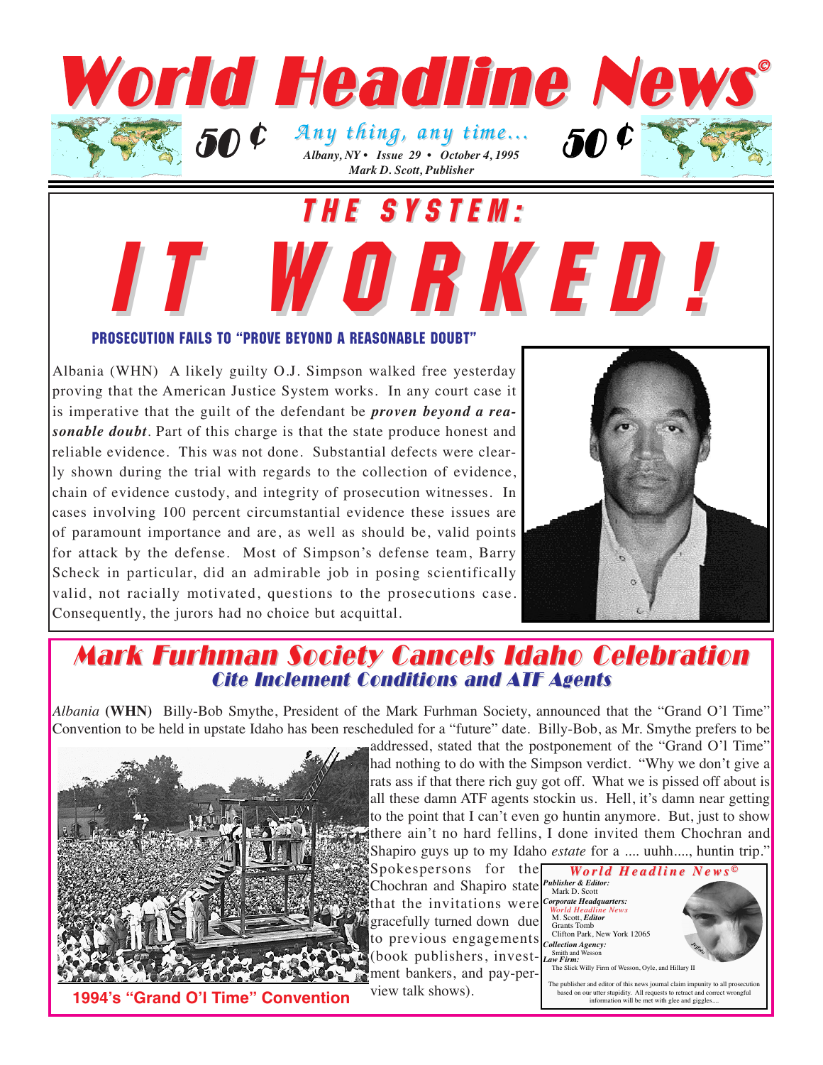# World Headline News©

50 ¢ *Any thing, any time...* 50 ¢

*Albany, NY • Issue 29 • October 4, 1995*
*Mark D. Scott, Publisher*

## THE SYSTEM:

# IT WORKED!

### PROSECUTION FAILS TO "PROVE BEYOND A REASONABLE DOUBT"

Albania (WHN) A likely guilty O.J. Simpson walked free yesterday proving that the American Justice System works. In any court case it is imperative that the guilt of the defendant be ***proven beyond a reasonable doubt***. Part of this charge is that the state produce honest and reliable evidence. This was not done. Substantial defects were clearly shown during the trial with regards to the collection of evidence, chain of evidence custody, and integrity of prosecution witnesses. In cases involving 100 percent circumstantial evidence these issues are of paramount importance and are, as well as should be, valid points for attack by the defense. Most of Simpson's defense team, Barry Scheck in particular, did an admirable job in posing scientifically valid, not racially motivated, questions to the prosecutions case. Consequently, the jurors had no choice but acquittal.

## Mark Furhman Society Cancels Idaho Celebration

### Cite Inclement Conditions and ATF Agents

*Albania* **(WHN)** Billy-Bob Smythe, President of the Mark Furhman Society, announced that the "Grand O'l Time" Convention to be held in upstate Idaho has been rescheduled for a "future" date. Billy-Bob, as Mr. Smythe prefers to be addressed, stated that the postponement of the "Grand O'l Time" had nothing to do with the Simpson verdict. "Why we don't give a rats ass if that there rich guy got off. What we is pissed off about is all these damn ATF agents stockin us. Hell, it's damn near getting to the point that I can't even go huntin anymore. But, just to show there ain't no hard fellins, I done invited them Chochran and Shapiro guys up to my Idaho *estate* for a .... uuhh...., huntin trip."

Spokespersons for the Chochran and Shapiro state that the invitations were gracefully turned down due to previous engagements (book publishers, investment bankers, and pay-per-view talk shows).

**1994's "Grand O'l Time" Convention**

**World Headline News©**

***Publisher & Editor:***
Mark D. Scott

***Corporate Headquarters:***
*World Headline News*
M. Scott, ***Editor***
Grants Tomb
Clifton Park, New York 12065

***Collection Agency:***
Smith and Wesson

***Law Firm:***
The Slick Willy Firm of Wesson, Oyle, and Hillary II

The publisher and editor of this news journal claim impunity to all prosecution based on our utter stupidity. All requests to retract and correct wrongful information will be met with glee and giggles....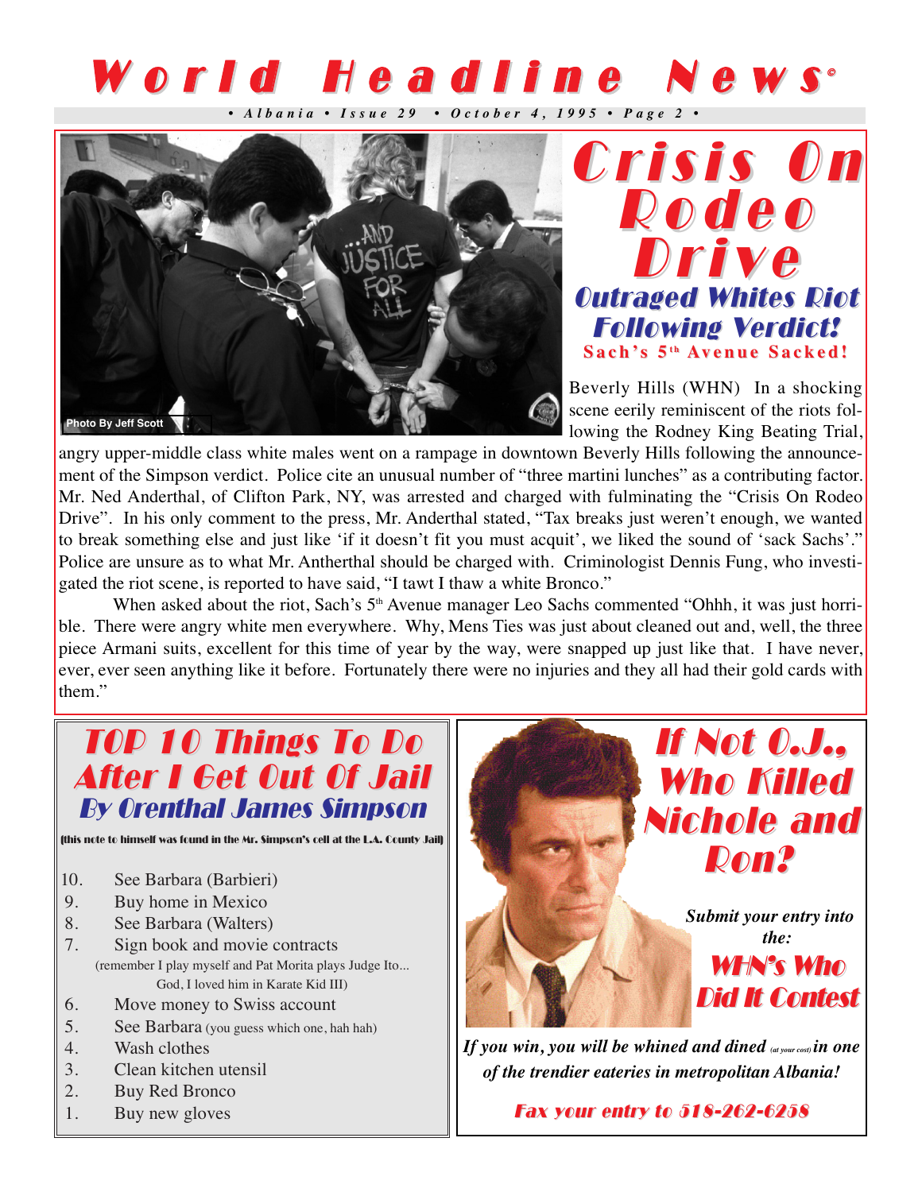# World Headline News©

*• Albania • Issue 29 • October 4, 1995 •*

Photo By Jeff Scott

## Crisis On Rodeo Drive

### Outraged Whites Riot Following Verdict!

**Sach's 5th Avenue Sacked!**

Beverly Hills (WHN) In a shocking scene eerily reminiscent of the riots following the Rodney King Beating Trial, angry upper-middle class white males went on a rampage in downtown Beverly Hills following the announcement of the Simpson verdict. Police cite an unusual number of "three martini lunches" as a contributing factor. Mr. Ned Anderthal, of Clifton Park, NY, was arrested and charged with fulminating the "Crisis On Rodeo Drive". In his only comment to the press, Mr. Anderthal stated, "Tax breaks just weren't enough, we wanted to break something else and just like 'if it doesn't fit you must acquit', we liked the sound of 'sack Sachs'." Police are unsure as to what Mr. Antherthal should be charged with. Criminologist Dennis Fung, who investigated the riot scene, is reported to have said, "I tawt I thaw a white Bronco."

When asked about the riot, Sach's 5th Avenue manager Leo Sachs commented "Ohhh, it was just horrible. There were angry white men everywhere. Why, Mens Ties was just about cleaned out and, well, the three piece Armani suits, excellent for this time of year by the way, were snapped up just like that. I have never, ever, ever seen anything like it before. Fortunately there were no injuries and they all had their gold cards with them."

## TOP 10 Things To Do After I Get Out Of Jail

### By Orenthal James Simpson

(this note to himself was found in the Mr. Simpson's cell at the L.A. County Jail)

10. See Barbara (Barbieri)
9. Buy home in Mexico
8. See Barbara (Walters)
7. Sign book and movie contracts
   (remember I play myself and Pat Morita plays Judge Ito... God, I loved him in Karate Kid III)
6. Move money to Swiss account
5. See Barbara (you guess which one, hah hah)
4. Wash clothes
3. Clean kitchen utensil
2. Buy Red Bronco
1. Buy new gloves

## If Not O.J., Who Killed Nichole and Ron?

*Submit your entry into the:*

### WHN's Who Did It Contest

*If you win, you will be whined and dined (at your cost) in one of the trendier eateries in metropolitan Albania!*

**Fax your entry to 518-262-6258**